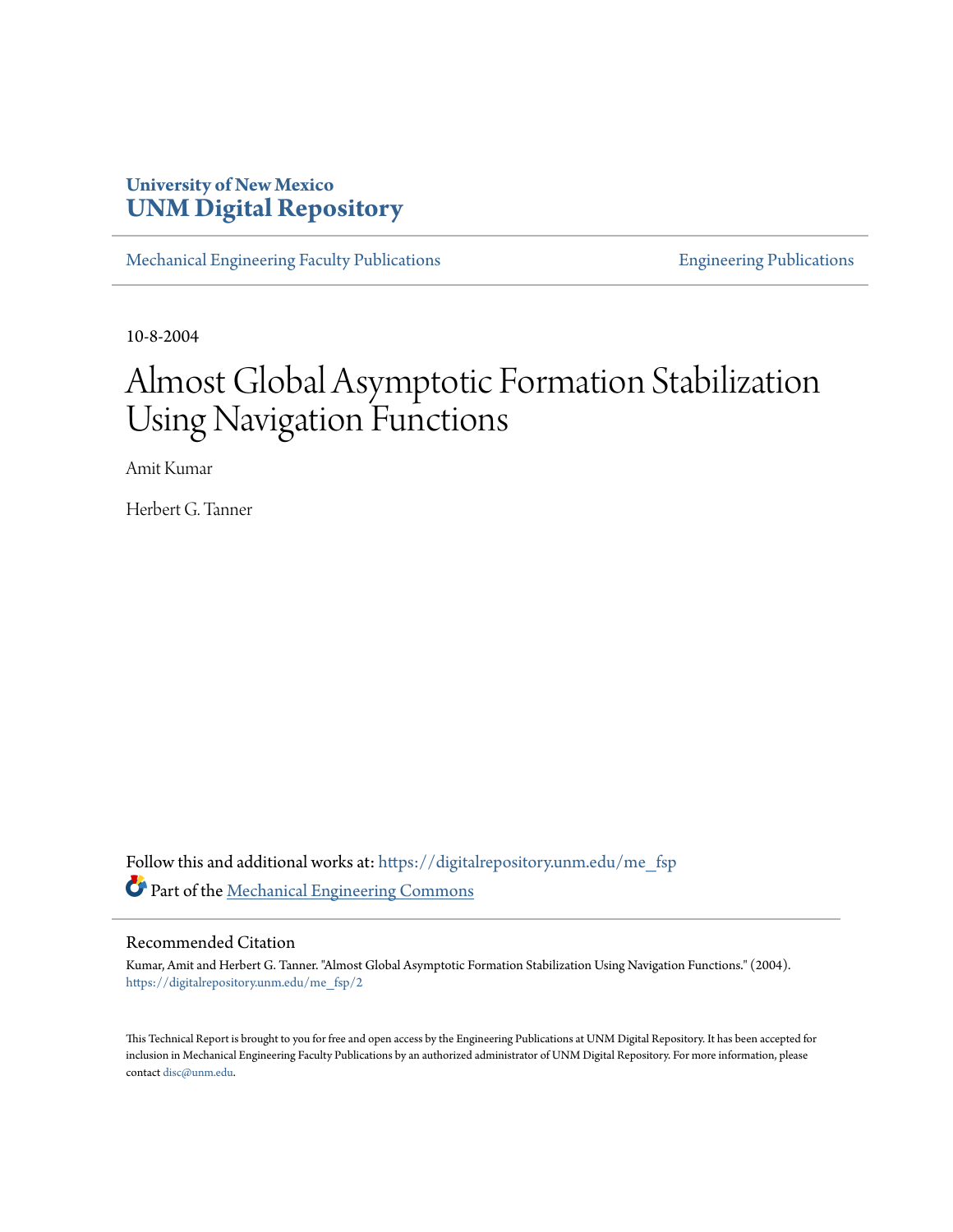University of New Mexico
**UNM Digital Repository**

Mechanical Engineering Faculty Publications

Engineering Publications

10-8-2004

# Almost Global Asymptotic Formation Stabilization Using Navigation Functions

Amit Kumar

Herbert G. Tanner

Follow this and additional works at: https://digitalrepository.unm.edu/me_fsp

Part of the Mechanical Engineering Commons

## Recommended Citation

Kumar, Amit and Herbert G. Tanner. "Almost Global Asymptotic Formation Stabilization Using Navigation Functions." (2004). https://digitalrepository.unm.edu/me_fsp/2

This Technical Report is brought to you for free and open access by the Engineering Publications at UNM Digital Repository. It has been accepted for inclusion in Mechanical Engineering Faculty Publications by an authorized administrator of UNM Digital Repository. For more information, please contact disc@unm.edu.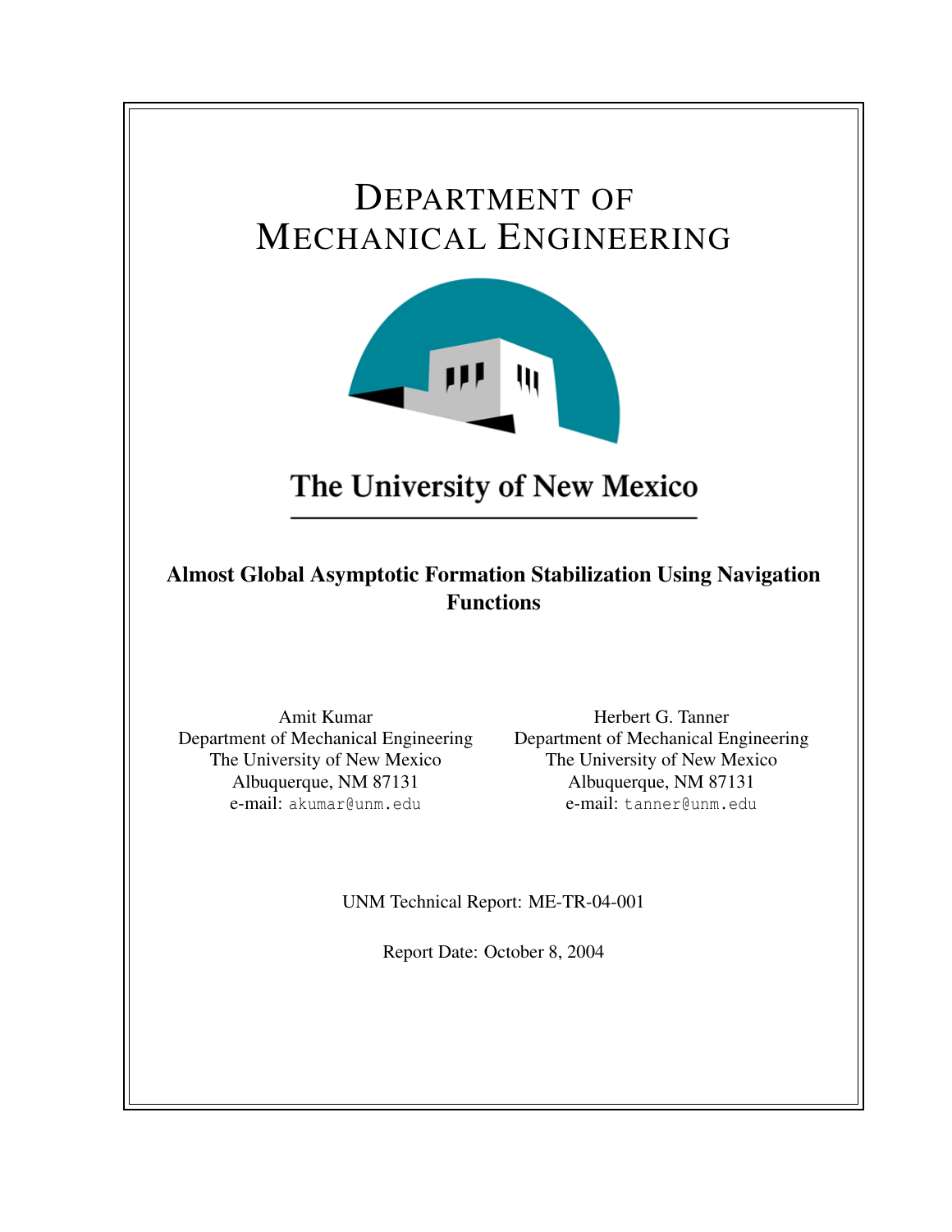# Department of Mechanical Engineering

The University of New Mexico

## Almost Global Asymptotic Formation Stabilization Using Navigation Functions

Amit Kumar
Department of Mechanical Engineering
The University of New Mexico
Albuquerque, NM 87131
e-mail: akumar@unm.edu

Herbert G. Tanner
Department of Mechanical Engineering
The University of New Mexico
Albuquerque, NM 87131
e-mail: tanner@unm.edu

UNM Technical Report: ME-TR-04-001

Report Date: October 8, 2004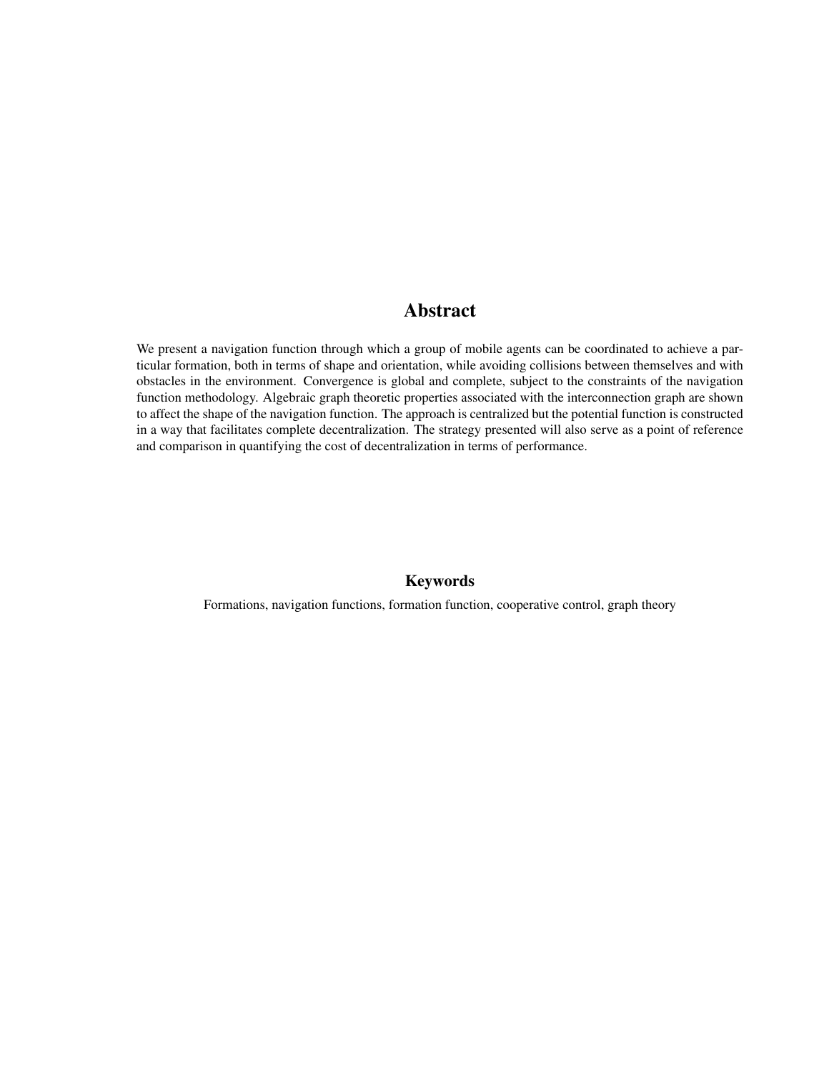# Abstract

We present a navigation function through which a group of mobile agents can be coordinated to achieve a particular formation, both in terms of shape and orientation, while avoiding collisions between themselves and with obstacles in the environment. Convergence is global and complete, subject to the constraints of the navigation function methodology. Algebraic graph theoretic properties associated with the interconnection graph are shown to affect the shape of the navigation function. The approach is centralized but the potential function is constructed in a way that facilitates complete decentralization. The strategy presented will also serve as a point of reference and comparison in quantifying the cost of decentralization in terms of performance.

## Keywords

Formations, navigation functions, formation function, cooperative control, graph theory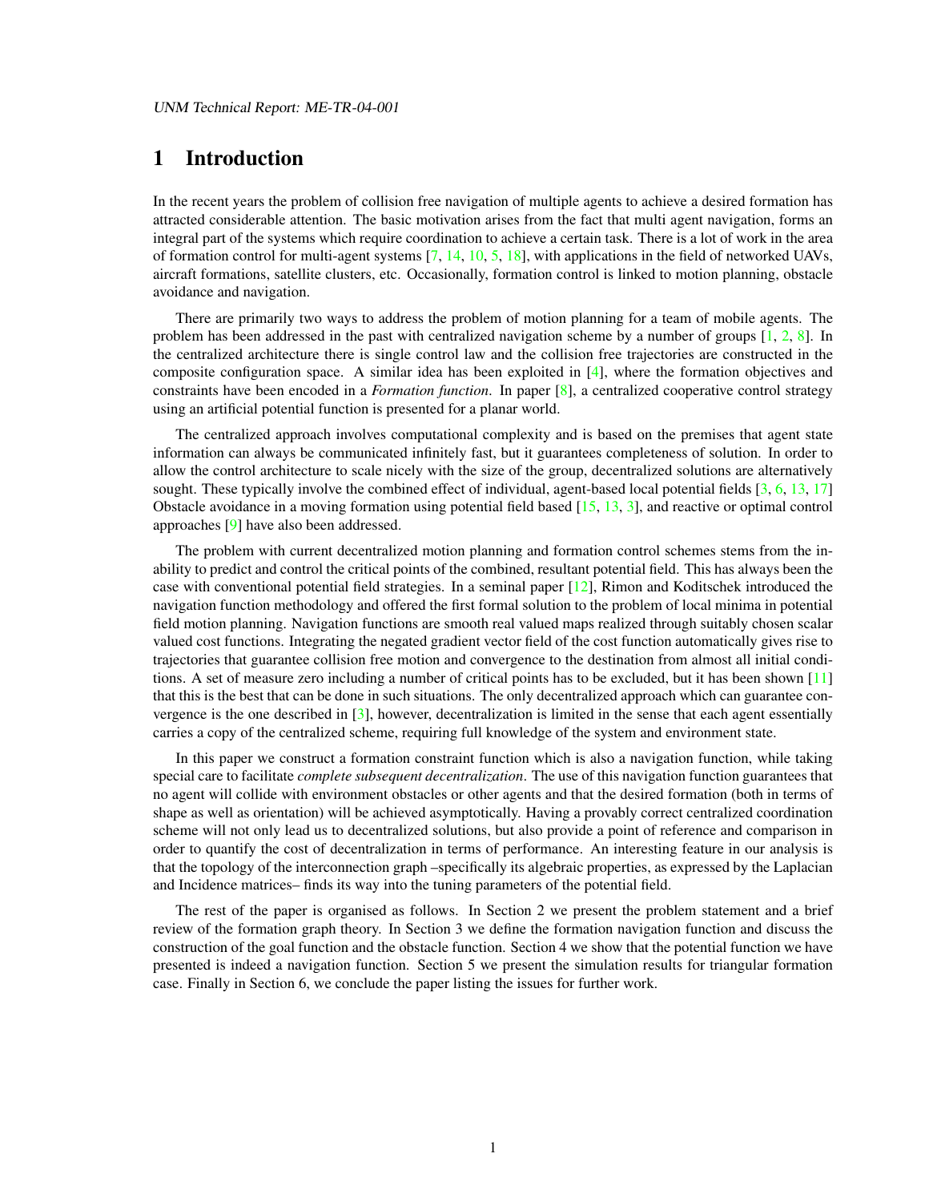# 1 Introduction

In the recent years the problem of collision free navigation of multiple agents to achieve a desired formation has attracted considerable attention. The basic motivation arises from the fact that multi agent navigation, forms an integral part of the systems which require coordination to achieve a certain task. There is a lot of work in the area of formation control for multi-agent systems [7, 14, 10, 5, 18], with applications in the field of networked UAVs, aircraft formations, satellite clusters, etc. Occasionally, formation control is linked to motion planning, obstacle avoidance and navigation.

There are primarily two ways to address the problem of motion planning for a team of mobile agents. The problem has been addressed in the past with centralized navigation scheme by a number of groups [1, 2, 8]. In the centralized architecture there is single control law and the collision free trajectories are constructed in the composite configuration space. A similar idea has been exploited in [4], where the formation objectives and constraints have been encoded in a *Formation function*. In paper [8], a centralized cooperative control strategy using an artificial potential function is presented for a planar world.

The centralized approach involves computational complexity and is based on the premises that agent state information can always be communicated infinitely fast, but it guarantees completeness of solution. In order to allow the control architecture to scale nicely with the size of the group, decentralized solutions are alternatively sought. These typically involve the combined effect of individual, agent-based local potential fields [3, 6, 13, 17] Obstacle avoidance in a moving formation using potential field based [15, 13, 3], and reactive or optimal control approaches [9] have also been addressed.

The problem with current decentralized motion planning and formation control schemes stems from the inability to predict and control the critical points of the combined, resultant potential field. This has always been the case with conventional potential field strategies. In a seminal paper [12], Rimon and Koditschek introduced the navigation function methodology and offered the first formal solution to the problem of local minima in potential field motion planning. Navigation functions are smooth real valued maps realized through suitably chosen scalar valued cost functions. Integrating the negated gradient vector field of the cost function automatically gives rise to trajectories that guarantee collision free motion and convergence to the destination from almost all initial conditions. A set of measure zero including a number of critical points has to be excluded, but it has been shown [11] that this is the best that can be done in such situations. The only decentralized approach which can guarantee convergence is the one described in [3], however, decentralization is limited in the sense that each agent essentially carries a copy of the centralized scheme, requiring full knowledge of the system and environment state.

In this paper we construct a formation constraint function which is also a navigation function, while taking special care to facilitate *complete subsequent decentralization*. The use of this navigation function guarantees that no agent will collide with environment obstacles or other agents and that the desired formation (both in terms of shape as well as orientation) will be achieved asymptotically. Having a provably correct centralized coordination scheme will not only lead us to decentralized solutions, but also provide a point of reference and comparison in order to quantify the cost of decentralization in terms of performance. An interesting feature in our analysis is that the topology of the interconnection graph –specifically its algebraic properties, as expressed by the Laplacian and Incidence matrices– finds its way into the tuning parameters of the potential field.

The rest of the paper is organised as follows. In Section 2 we present the problem statement and a brief review of the formation graph theory. In Section 3 we define the formation navigation function and discuss the construction of the goal function and the obstacle function. Section 4 we show that the potential function we have presented is indeed a navigation function. Section 5 we present the simulation results for triangular formation case. Finally in Section 6, we conclude the paper listing the issues for further work.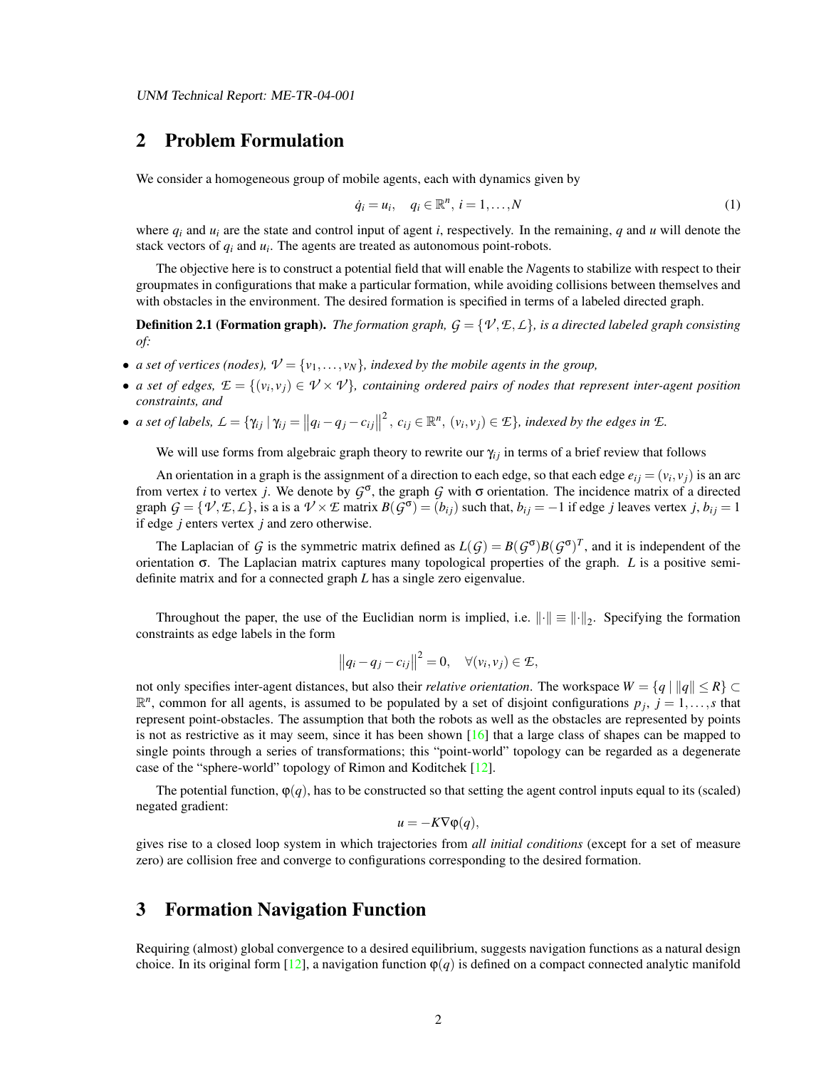## 2 Problem Formulation

We consider a homogeneous group of mobile agents, each with dynamics given by

$$\dot{q}_i = u_i, \quad q_i \in \mathbb{R}^n, \; i = 1, \ldots, N \tag{1}$$

where $q_i$ and $u_i$ are the state and control input of agent $i$, respectively. In the remaining, $q$ and $u$ will denote the stack vectors of $q_i$ and $u_i$. The agents are treated as autonomous point-robots.

The objective here is to construct a potential field that will enable the $N$agents to stabilize with respect to their groupmates in configurations that make a particular formation, while avoiding collisions between themselves and with obstacles in the environment. The desired formation is specified in terms of a labeled directed graph.

**Definition 2.1 (Formation graph).** *The formation graph, $\mathcal{G} = \{\mathcal{V}, \mathcal{E}, \mathcal{L}\}$, is a directed labeled graph consisting of:*

- *a set of vertices (nodes), $\mathcal{V} = \{v_1, \ldots, v_N\}$, indexed by the mobile agents in the group,*
- *a set of edges, $\mathcal{E} = \{(v_i, v_j) \in \mathcal{V} \times \mathcal{V}\}$, containing ordered pairs of nodes that represent inter-agent position constraints, and*
- *a set of labels, $\mathcal{L} = \{\gamma_{ij} \mid \gamma_{ij} = \|q_i - q_j - c_{ij}\|^2, \; c_{ij} \in \mathbb{R}^n, \; (v_i, v_j) \in \mathcal{E}\}$, indexed by the edges in $\mathcal{E}$.*

We will use forms from algebraic graph theory to rewrite our $\gamma_{ij}$ in terms of a brief review that follows

An orientation in a graph is the assignment of a direction to each edge, so that each edge $e_{ij} = (v_i, v_j)$ is an arc from vertex $i$ to vertex $j$. We denote by $\mathcal{G}^\sigma$, the graph $\mathcal{G}$ with $\sigma$ orientation. The incidence matrix of a directed graph $\mathcal{G} = \{\mathcal{V}, \mathcal{E}, \mathcal{L}\}$, is a is a $\mathcal{V} \times \mathcal{E}$ matrix $B(\mathcal{G}^\sigma) = (b_{ij})$ such that, $b_{ij} = -1$ if edge $j$ leaves vertex $j$, $b_{ij} = 1$ if edge $j$ enters vertex $j$ and zero otherwise.

The Laplacian of $\mathcal{G}$ is the symmetric matrix defined as $L(\mathcal{G}) = B(\mathcal{G}^\sigma)B(\mathcal{G}^\sigma)^T$, and it is independent of the orientation $\sigma$. The Laplacian matrix captures many topological properties of the graph. $L$ is a positive semi-definite matrix and for a connected graph $L$ has a single zero eigenvalue.

Throughout the paper, the use of the Euclidian norm is implied, i.e. $\|\cdot\| \equiv \|\cdot\|_2$. Specifying the formation constraints as edge labels in the form

$$\|q_i - q_j - c_{ij}\|^2 = 0, \quad \forall (v_i, v_j) \in \mathcal{E},$$

not only specifies inter-agent distances, but also their *relative orientation*. The workspace $W = \{q \mid \|q\| \leq R\} \subset \mathbb{R}^n$, common for all agents, is assumed to be populated by a set of disjoint configurations $p_j$, $j = 1, \ldots, s$ that represent point-obstacles. The assumption that both the robots as well as the obstacles are represented by points is not as restrictive as it may seem, since it has been shown [16] that a large class of shapes can be mapped to single points through a series of transformations; this "point-world" topology can be regarded as a degenerate case of the "sphere-world" topology of Rimon and Koditchek [12].

The potential function, $\varphi(q)$, has to be constructed so that setting the agent control inputs equal to its (scaled) negated gradient:

$$u = -K\nabla\varphi(q),$$

gives rise to a closed loop system in which trajectories from *all initial conditions* (except for a set of measure zero) are collision free and converge to configurations corresponding to the desired formation.

## 3 Formation Navigation Function

Requiring (almost) global convergence to a desired equilibrium, suggests navigation functions as a natural design choice. In its original form [12], a navigation function $\varphi(q)$ is defined on a compact connected analytic manifold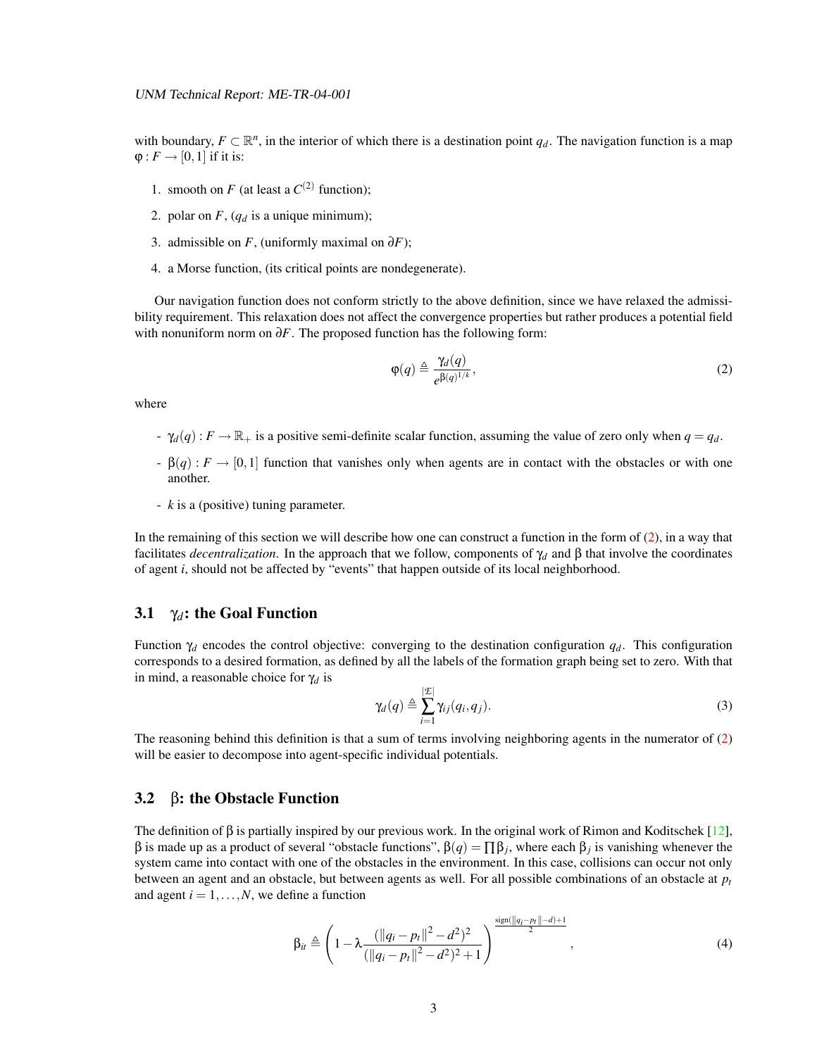with boundary, $F \subset \mathbb{R}^n$, in the interior of which there is a destination point $q_d$. The navigation function is a map $\varphi : F \to [0,1]$ if it is:

1. smooth on $F$ (at least a $C^{(2)}$ function);
2. polar on $F$, ($q_d$ is a unique minimum);
3. admissible on $F$, (uniformly maximal on $\partial F$);
4. a Morse function, (its critical points are nondegenerate).

Our navigation function does not conform strictly to the above definition, since we have relaxed the admissibility requirement. This relaxation does not affect the convergence properties but rather produces a potential field with nonuniform norm on $\partial F$. The proposed function has the following form:

$$\varphi(q) \triangleq \frac{\gamma_d(q)}{e^{\beta(q)^{1/k}}}, \tag{2}$$

where

- $\gamma_d(q) : F \to \mathbb{R}_+$ is a positive semi-definite scalar function, assuming the value of zero only when $q = q_d$.
- $\beta(q) : F \to [0,1]$ function that vanishes only when agents are in contact with the obstacles or with one another.
- $k$ is a (positive) tuning parameter.

In the remaining of this section we will describe how one can construct a function in the form of (2), in a way that facilitates *decentralization*. In the approach that we follow, components of $\gamma_d$ and $\beta$ that involve the coordinates of agent $i$, should not be affected by "events" that happen outside of its local neighborhood.

## 3.1 $\gamma_d$: the Goal Function

Function $\gamma_d$ encodes the control objective: converging to the destination configuration $q_d$. This configuration corresponds to a desired formation, as defined by all the labels of the formation graph being set to zero. With that in mind, a reasonable choice for $\gamma_d$ is

$$\gamma_d(q) \triangleq \sum_{i=1}^{|\mathcal{E}|} \gamma_{ij}(q_i, q_j). \tag{3}$$

The reasoning behind this definition is that a sum of terms involving neighboring agents in the numerator of (2) will be easier to decompose into agent-specific individual potentials.

## 3.2 $\beta$: the Obstacle Function

The definition of $\beta$ is partially inspired by our previous work. In the original work of Rimon and Koditschek [12], $\beta$ is made up as a product of several "obstacle functions", $\beta(q) = \prod \beta_j$, where each $\beta_j$ is vanishing whenever the system came into contact with one of the obstacles in the environment. In this case, collisions can occur not only between an agent and an obstacle, but between agents as well. For all possible combinations of an obstacle at $p_t$ and agent $i = 1, \ldots, N$, we define a function

$$\beta_{it} \triangleq \left(1 - \lambda \frac{(\|q_i - p_t\|^2 - d^2)^2}{(\|q_i - p_t\|^2 - d^2)^2 + 1}\right)^{\frac{\operatorname{sign}(\|q_i - p_t\| - d) + 1}{2}}, \tag{4}$$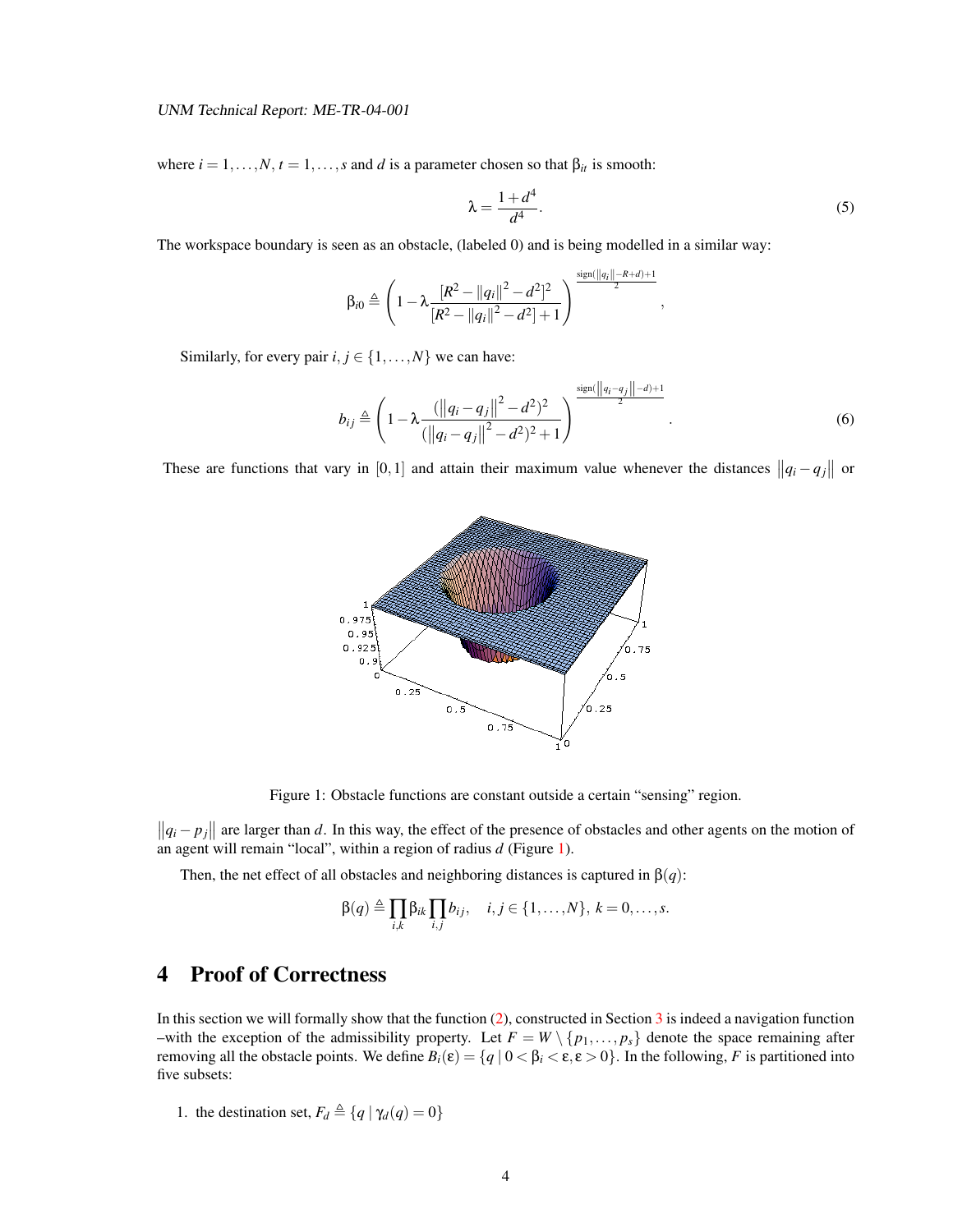where $i = 1, \ldots, N$, $t = 1, \ldots, s$ and $d$ is a parameter chosen so that $\beta_{it}$ is smooth:

$$\lambda = \frac{1+d^4}{d^4}. \tag{5}$$

The workspace boundary is seen as an obstacle, (labeled 0) and is being modelled in a similar way:

$$\beta_{i0} \triangleq \left(1 - \lambda \frac{[R^2 - \|q_i\|^2 - d^2]^2}{[R^2 - \|q_i\|^2 - d^2] + 1}\right)^{\frac{\text{sign}(\|q_i\| - R + d) + 1}{2}},$$

Similarly, for every pair $i, j \in \{1, \ldots, N\}$ we can have:

$$b_{ij} \triangleq \left(1 - \lambda \frac{(\|q_i - q_j\|^2 - d^2)^2}{(\|q_i - q_j\|^2 - d^2)^2 + 1}\right)^{\frac{\text{sign}(\|q_i - q_j\| - d) + 1}{2}}. \tag{6}$$

These are functions that vary in $[0, 1]$ and attain their maximum value whenever the distances $\|q_i - q_j\|$ or

Figure 1: Obstacle functions are constant outside a certain "sensing" region.

$\|q_i - p_j\|$ are larger than $d$. In this way, the effect of the presence of obstacles and other agents on the motion of an agent will remain "local", within a region of radius $d$ (Figure 1).

Then, the net effect of all obstacles and neighboring distances is captured in $\beta(q)$:

$$\beta(q) \triangleq \prod_{i,k} \beta_{ik} \prod_{i,j} b_{ij}, \quad i, j \in \{1, \ldots, N\},\ k = 0, \ldots, s.$$

## 4 Proof of Correctness

In this section we will formally show that the function (2), constructed in Section 3 is indeed a navigation function –with the exception of the admissibility property. Let $F = W \setminus \{p_1, \ldots, p_s\}$ denote the space remaining after removing all the obstacle points. We define $B_i(\varepsilon) = \{q \mid 0 < \beta_i < \varepsilon, \varepsilon > 0\}$. In the following, $F$ is partitioned into five subsets:

1. the destination set, $F_d \triangleq \{q \mid \gamma_d(q) = 0\}$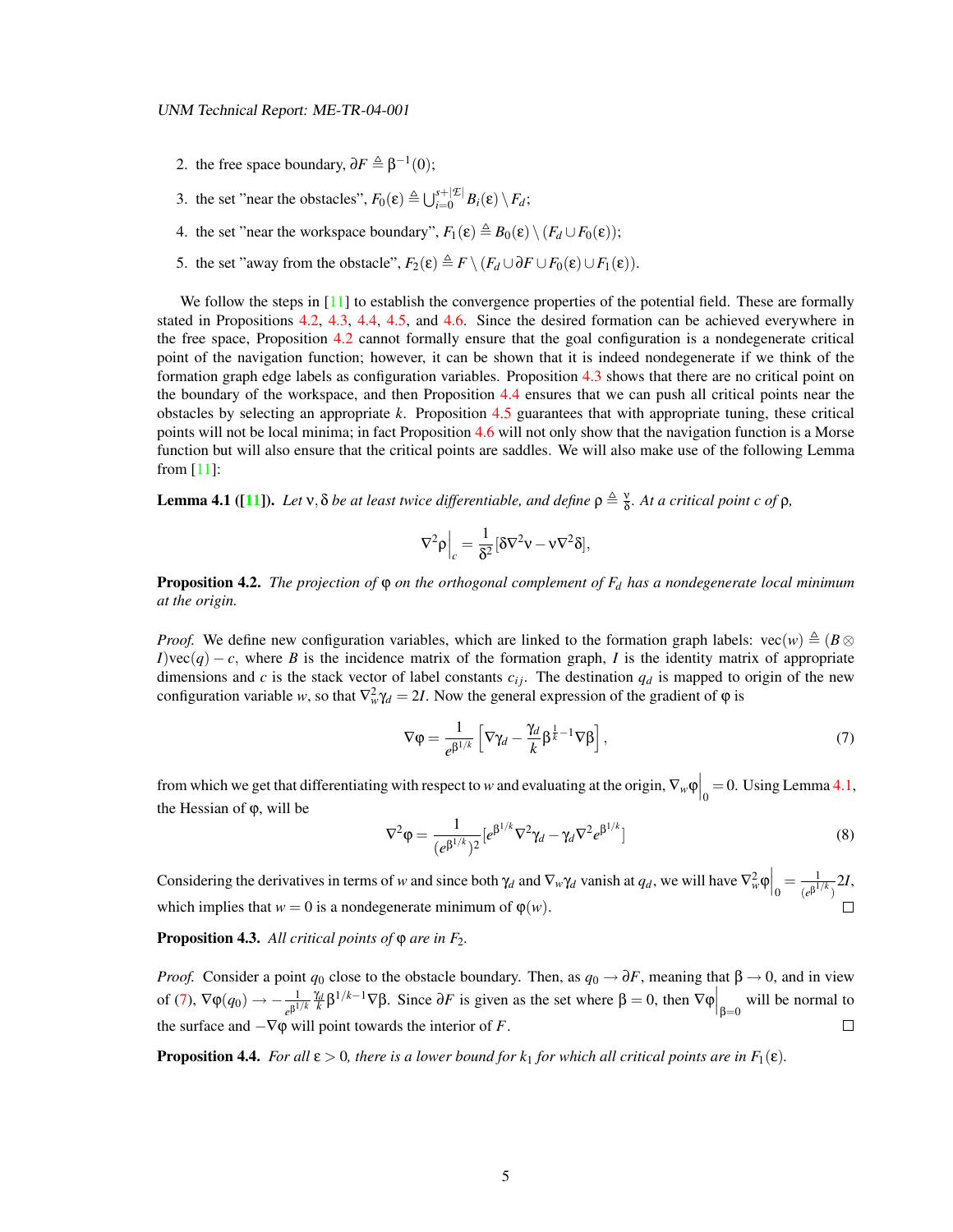2. the free space boundary, $\partial F \triangleq \beta^{-1}(0)$;

3. the set "near the obstacles", $F_0(\varepsilon) \triangleq \bigcup_{i=0}^{s+|\mathcal{E}|} B_i(\varepsilon) \setminus F_d$;

4. the set "near the workspace boundary", $F_1(\varepsilon) \triangleq B_0(\varepsilon) \setminus (F_d \cup F_0(\varepsilon))$;

5. the set "away from the obstacle", $F_2(\varepsilon) \triangleq F \setminus (F_d \cup \partial F \cup F_0(\varepsilon) \cup F_1(\varepsilon))$.

We follow the steps in [11] to establish the convergence properties of the potential field. These are formally stated in Propositions 4.2, 4.3, 4.4, 4.5, and 4.6. Since the desired formation can be achieved everywhere in the free space, Proposition 4.2 cannot formally ensure that the goal configuration is a nondegenerate critical point of the navigation function; however, it can be shown that it is indeed nondegenerate if we think of the formation graph edge labels as configuration variables. Proposition 4.3 shows that there are no critical point on the boundary of the workspace, and then Proposition 4.4 ensures that we can push all critical points near the obstacles by selecting an appropriate $k$. Proposition 4.5 guarantees that with appropriate tuning, these critical points will not be local minima; in fact Proposition 4.6 will not only show that the navigation function is a Morse function but will also ensure that the critical points are saddles. We will also make use of the following Lemma from [11]:

**Lemma 4.1 ([11]).** *Let $\nu, \delta$ be at least twice differentiable, and define $\rho \triangleq \frac{\nu}{\delta}$. At a critical point $c$ of $\rho$,*

$$\nabla^2 \rho \Big|_c = \frac{1}{\delta^2}[\delta \nabla^2 \nu - \nu \nabla^2 \delta],$$

**Proposition 4.2.** *The projection of $\varphi$ on the orthogonal complement of $F_d$ has a nondegenerate local minimum at the origin.*

*Proof.* We define new configuration variables, which are linked to the formation graph labels: $\mathrm{vec}(w) \triangleq (B \otimes I)\mathrm{vec}(q) - c$, where $B$ is the incidence matrix of the formation graph, $I$ is the identity matrix of appropriate dimensions and $c$ is the stack vector of label constants $c_{ij}$. The destination $q_d$ is mapped to origin of the new configuration variable $w$, so that $\nabla_w^2 \gamma_d = 2I$. Now the general expression of the gradient of $\varphi$ is

$$\nabla \varphi = \frac{1}{e^{\beta^{1/k}}} \left[ \nabla \gamma_d - \frac{\gamma_d}{k} \beta^{\frac{1}{k}-1} \nabla \beta \right], \tag{7}$$

from which we get that differentiating with respect to $w$ and evaluating at the origin, $\nabla_w \varphi \Big|_0 = 0$. Using Lemma 4.1, the Hessian of $\varphi$, will be

$$\nabla^2 \varphi = \frac{1}{(e^{\beta^{1/k}})^2} [e^{\beta^{1/k}} \nabla^2 \gamma_d - \gamma_d \nabla^2 e^{\beta^{1/k}}] \tag{8}$$

Considering the derivatives in terms of $w$ and since both $\gamma_d$ and $\nabla_w \gamma_d$ vanish at $q_d$, we will have $\nabla_w^2 \varphi \Big|_0 = \frac{1}{(e^{\beta^{1/k}})} 2I$, which implies that $w = 0$ is a nondegenerate minimum of $\varphi(w)$. ☐

**Proposition 4.3.** *All critical points of $\varphi$ are in $F_2$.*

*Proof.* Consider a point $q_0$ close to the obstacle boundary. Then, as $q_0 \to \partial F$, meaning that $\beta \to 0$, and in view of (7), $\nabla \varphi(q_0) \to -\frac{1}{e^{\beta^{1/k}}} \frac{\gamma_d}{k} \beta^{1/k-1} \nabla \beta$. Since $\partial F$ is given as the set where $\beta = 0$, then $\nabla \varphi \Big|_{\beta=0}$ will be normal to the surface and $-\nabla \varphi$ will point towards the interior of $F$. ☐

**Proposition 4.4.** *For all $\varepsilon > 0$, there is a lower bound for $k_1$ for which all critical points are in $F_1(\varepsilon)$.*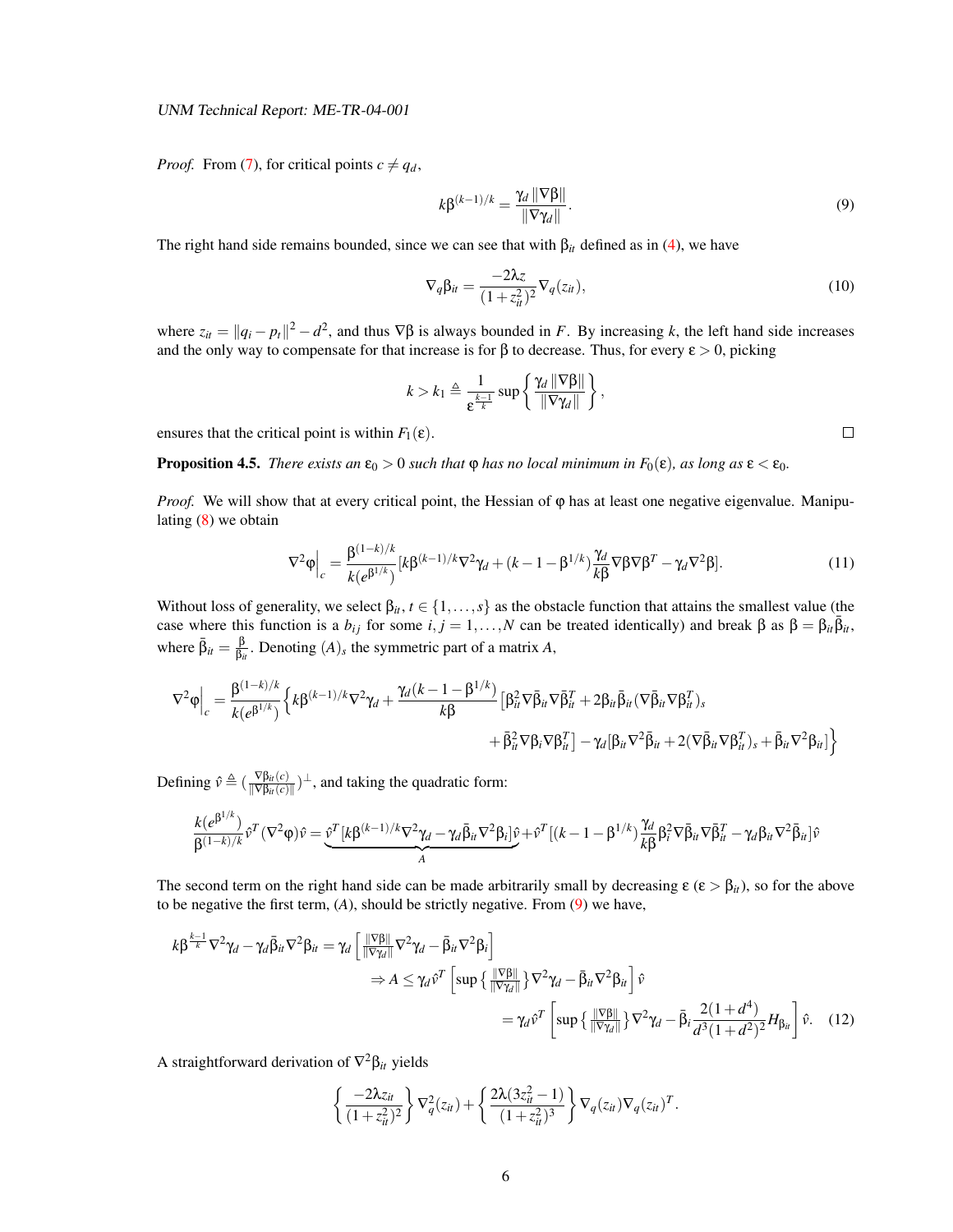*Proof.* From (7), for critical points $c \neq q_d$,

$$k\beta^{(k-1)/k} = \frac{\gamma_d \|\nabla\beta\|}{\|\nabla\gamma_d\|}. \tag{9}$$

The right hand side remains bounded, since we can see that with $\beta_{it}$ defined as in (4), we have

$$\nabla_q \beta_{it} = \frac{-2\lambda z}{(1+z_{it}^2)^2}\nabla_q(z_{it}), \tag{10}$$

where $z_{it} = \|q_i - p_t\|^2 - d^2$, and thus $\nabla\beta$ is always bounded in $F$. By increasing $k$, the left hand side increases and the only way to compensate for that increase is for $\beta$ to decrease. Thus, for every $\varepsilon > 0$, picking

$$k > k_1 \triangleq \frac{1}{\varepsilon^{\frac{k-1}{k}}} \sup\left\{\frac{\gamma_d \|\nabla\beta\|}{\|\nabla\gamma_d\|}\right\},$$

ensures that the critical point is within $F_1(\varepsilon)$. □

**Proposition 4.5.** *There exists an $\varepsilon_0 > 0$ such that $\varphi$ has no local minimum in $F_0(\varepsilon)$, as long as $\varepsilon < \varepsilon_0$.*

*Proof.* We will show that at every critical point, the Hessian of $\varphi$ has at least one negative eigenvalue. Manipulating (8) we obtain

$$\nabla^2\varphi\Big|_c = \frac{\beta^{(1-k)/k}}{k(e^{\beta^{1/k}})}[k\beta^{(k-1)/k}\nabla^2\gamma_d + (k-1-\beta^{1/k})\frac{\gamma_d}{k\beta}\nabla\beta\nabla\beta^T - \gamma_d\nabla^2\beta]. \tag{11}$$

Without loss of generality, we select $\beta_{it}$, $t \in \{1,\ldots,s\}$ as the obstacle function that attains the smallest value (the case where this function is a $b_{ij}$ for some $i, j = 1,\ldots,N$ can be treated identically) and break $\beta$ as $\beta = \beta_{it}\bar{\beta}_{it}$, where $\bar{\beta}_{it} = \frac{\beta}{\beta_{it}}$. Denoting $(A)_s$ the symmetric part of a matrix $A$,

$$\nabla^2\varphi\Big|_c = \frac{\beta^{(1-k)/k}}{k(e^{\beta^{1/k}})}\Big\{k\beta^{(k-1)/k}\nabla^2\gamma_d + \frac{\gamma_d(k-1-\beta^{1/k})}{k\beta}\big[\beta_{it}^2\nabla\bar{\beta}_{it}\nabla\bar{\beta}_{it}^T + 2\beta_{it}\bar{\beta}_{it}(\nabla\bar{\beta}_{it}\nabla\beta_{it}^T)_s$$
$$+\bar{\beta}_{it}^2\nabla\beta_i\nabla\beta_{it}^T\big] - \gamma_d[\beta_{it}\nabla^2\bar{\beta}_{it} + 2(\nabla\bar{\beta}_{it}\nabla\beta_{it}^T)_s + \bar{\beta}_{it}\nabla^2\beta_{it}]\Big\}$$

Defining $\hat{v} \triangleq (\frac{\nabla\beta_{it}(c)}{\|\nabla\beta_{it}(c)\|})^{\perp}$, and taking the quadratic form:

$$\frac{k(e^{\beta^{1/k}})}{\beta^{(1-k)/k}}\hat{v}^T(\nabla^2\varphi)\hat{v} = \underbrace{\hat{v}^T[k\beta^{(k-1)/k}\nabla^2\gamma_d - \gamma_d\bar{\beta}_{it}\nabla^2\beta_i]\hat{v}}_{A} + \hat{v}^T[(k-1-\beta^{1/k})\frac{\gamma_d}{k\beta}\beta_i^2\nabla\bar{\beta}_{it}\nabla\bar{\beta}_{it}^T - \gamma_d\beta_{it}\nabla^2\bar{\beta}_{it}]\hat{v}$$

The second term on the right hand side can be made arbitrarily small by decreasing $\varepsilon$ ($\varepsilon > \beta_{it}$), so for the above to be negative the first term, $(A)$, should be strictly negative. From (9) we have,

$$k\beta^{\frac{k-1}{k}}\nabla^2\gamma_d - \gamma_d\bar{\beta}_{it}\nabla^2\beta_{it} = \gamma_d\left[\tfrac{\|\nabla\beta\|}{\|\nabla\gamma_d\|}\nabla^2\gamma_d - \bar{\beta}_{it}\nabla^2\beta_i\right]$$
$$\Rightarrow A \leq \gamma_d\hat{v}^T\left[\sup\{\tfrac{\|\nabla\beta\|}{\|\nabla\gamma_d\|}\}\nabla^2\gamma_d - \bar{\beta}_{it}\nabla^2\beta_{it}\right]\hat{v}$$
$$= \gamma_d\hat{v}^T\left[\sup\{\tfrac{\|\nabla\beta\|}{\|\nabla\gamma_d\|}\}\nabla^2\gamma_d - \bar{\beta}_i\frac{2(1+d^4)}{d^3(1+d^2)^2}H_{\beta_{it}}\right]\hat{v}. \tag{12}$$

A straightforward derivation of $\nabla^2\beta_{it}$ yields

$$\left\{\frac{-2\lambda z_{it}}{(1+z_{it}^2)^2}\right\}\nabla_q^2(z_{it}) + \left\{\frac{2\lambda(3z_{it}^2-1)}{(1+z_{it}^2)^3}\right\}\nabla_q(z_{it})\nabla_q(z_{it})^T.$$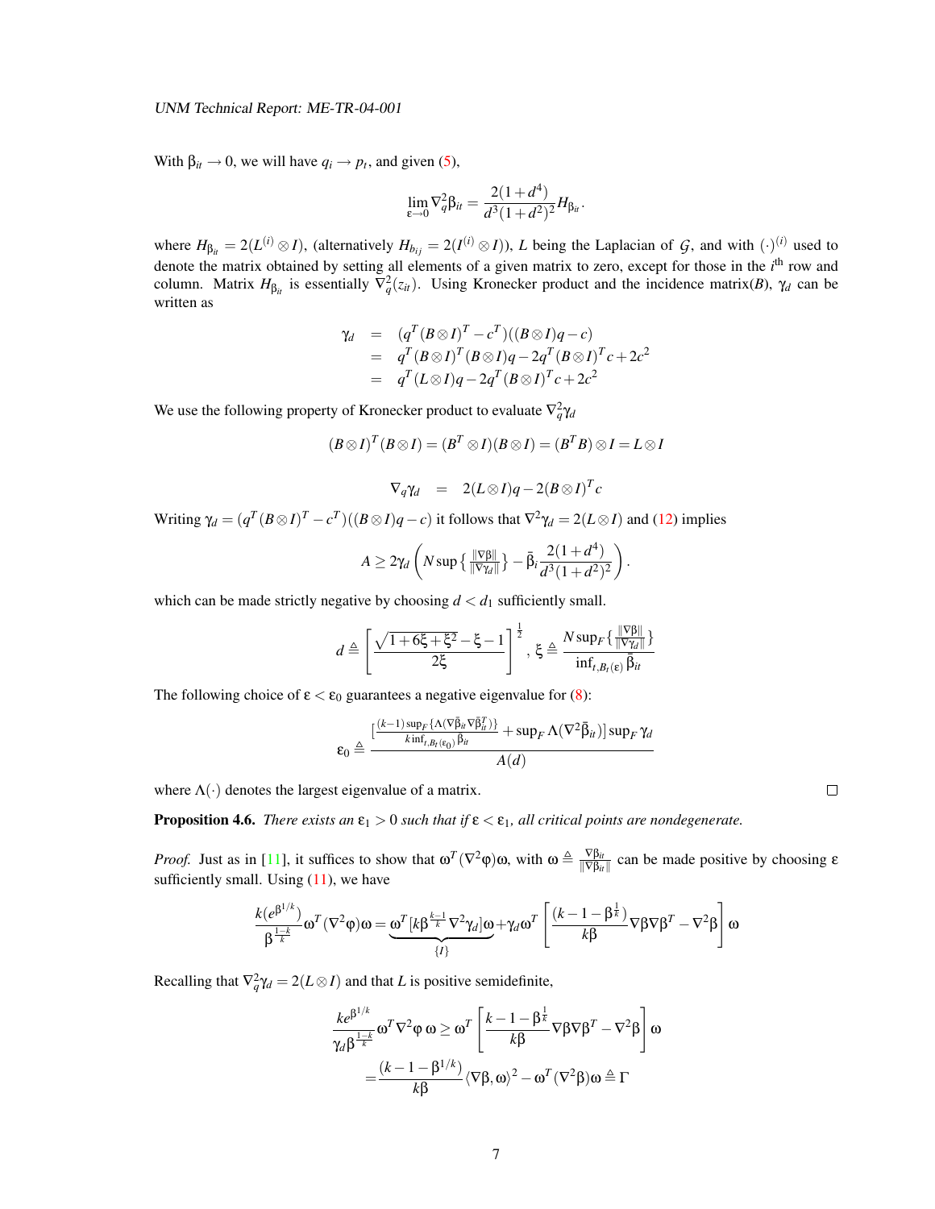With $\beta_{it} \to 0$, we will have $q_i \to p_t$, and given (5),

$$\lim_{\varepsilon \to 0} \nabla_q^2 \beta_{it} = \frac{2(1+d^4)}{d^3(1+d^2)^2} H_{\beta_{it}}.$$

where $H_{\beta_{it}} = 2(L^{(i)} \otimes I)$, (alternatively $H_{b_{ij}} = 2(I^{(i)} \otimes I)$), $L$ being the Laplacian of $\mathcal{G}$, and with $(\cdot)^{(i)}$ used to denote the matrix obtained by setting all elements of a given matrix to zero, except for those in the $i^{\text{th}}$ row and column. Matrix $H_{\beta_{it}}$ is essentially $\nabla_q^2(z_{it})$. Using Kronecker product and the incidence matrix($B$), $\gamma_d$ can be written as

$$\begin{aligned}
\gamma_d &= (q^T(B\otimes I)^T - c^T)((B\otimes I)q - c) \\
&= q^T(B\otimes I)^T(B\otimes I)q - 2q^T(B\otimes I)^T c + 2c^2 \\
&= q^T(L\otimes I)q - 2q^T(B\otimes I)^T c + 2c^2
\end{aligned}$$

We use the following property of Kronecker product to evaluate $\nabla_q^2 \gamma_d$

$$(B\otimes I)^T(B\otimes I) = (B^T \otimes I)(B\otimes I) = (B^T B)\otimes I = L\otimes I$$

$$\nabla_q \gamma_d = 2(L\otimes I)q - 2(B\otimes I)^T c$$

Writing $\gamma_d = (q^T(B\otimes I)^T - c^T)((B\otimes I)q - c)$ it follows that $\nabla^2 \gamma_d = 2(L\otimes I)$ and (12) implies

$$A \geq 2\gamma_d \left( N \sup \{ \tfrac{\|\nabla\beta\|}{\|\nabla\gamma_d\|} \} - \bar{\beta}_i \frac{2(1+d^4)}{d^3(1+d^2)^2} \right).$$

which can be made strictly negative by choosing $d < d_1$ sufficiently small.

$$d \triangleq \left[ \frac{\sqrt{1+6\xi+\xi^2} - \xi - 1}{2\xi} \right]^{\frac{1}{2}}, \ \xi \triangleq \frac{N \sup_F \{ \frac{\|\nabla\beta\|}{\|\nabla\gamma_d\|} \}}{\inf_{t, B_t(\varepsilon)} \bar{\beta}_{it}}$$

The following choice of $\varepsilon < \varepsilon_0$ guarantees a negative eigenvalue for (8):

$$\varepsilon_0 \triangleq \frac{\left[ \frac{(k-1)\sup_F \{ \Lambda(\nabla\bar{\beta}_{it} \nabla\bar{\beta}_{it}^T) \}}{k \inf_{t, B_t(\varepsilon_0)} \bar{\beta}_{it}} + \sup_F \Lambda(\nabla^2 \bar{\beta}_{it}) \right] \sup_F \gamma_d}{A(d)}$$

where $\Lambda(\cdot)$ denotes the largest eigenvalue of a matrix. □

**Proposition 4.6.** *There exists an $\varepsilon_1 > 0$ such that if $\varepsilon < \varepsilon_1$, all critical points are nondegenerate.*

*Proof.* Just as in [11], it suffices to show that $\omega^T(\nabla^2\varphi)\omega$, with $\omega \triangleq \frac{\nabla\beta_{it}}{\|\nabla\beta_{it}\|}$ can be made positive by choosing $\varepsilon$ sufficiently small. Using (11), we have

$$\frac{k(e^{\beta^{1/k}})}{\beta^{\frac{1-k}{k}}} \omega^T(\nabla^2\varphi)\omega = \underbrace{\omega^T [k\beta^{\frac{k-1}{k}} \nabla^2\gamma_d]\omega}_{\{I\}} + \gamma_d \omega^T \left[ \frac{(k-1-\beta^{\frac{1}{k}})}{k\beta} \nabla\beta\nabla\beta^T - \nabla^2\beta \right] \omega$$

Recalling that $\nabla_q^2 \gamma_d = 2(L\otimes I)$ and that $L$ is positive semidefinite,

$$\begin{aligned}
\frac{k e^{\beta^{1/k}}}{\gamma_d \beta^{\frac{1-k}{k}}} \omega^T \nabla^2\varphi\, \omega &\geq \omega^T \left[ \frac{k-1-\beta^{\frac{1}{k}}}{k\beta} \nabla\beta\nabla\beta^T - \nabla^2\beta \right] \omega \\
&= \frac{(k-1-\beta^{1/k})}{k\beta} \langle \nabla\beta, \omega \rangle^2 - \omega^T(\nabla^2\beta)\omega \triangleq \Gamma
\end{aligned}$$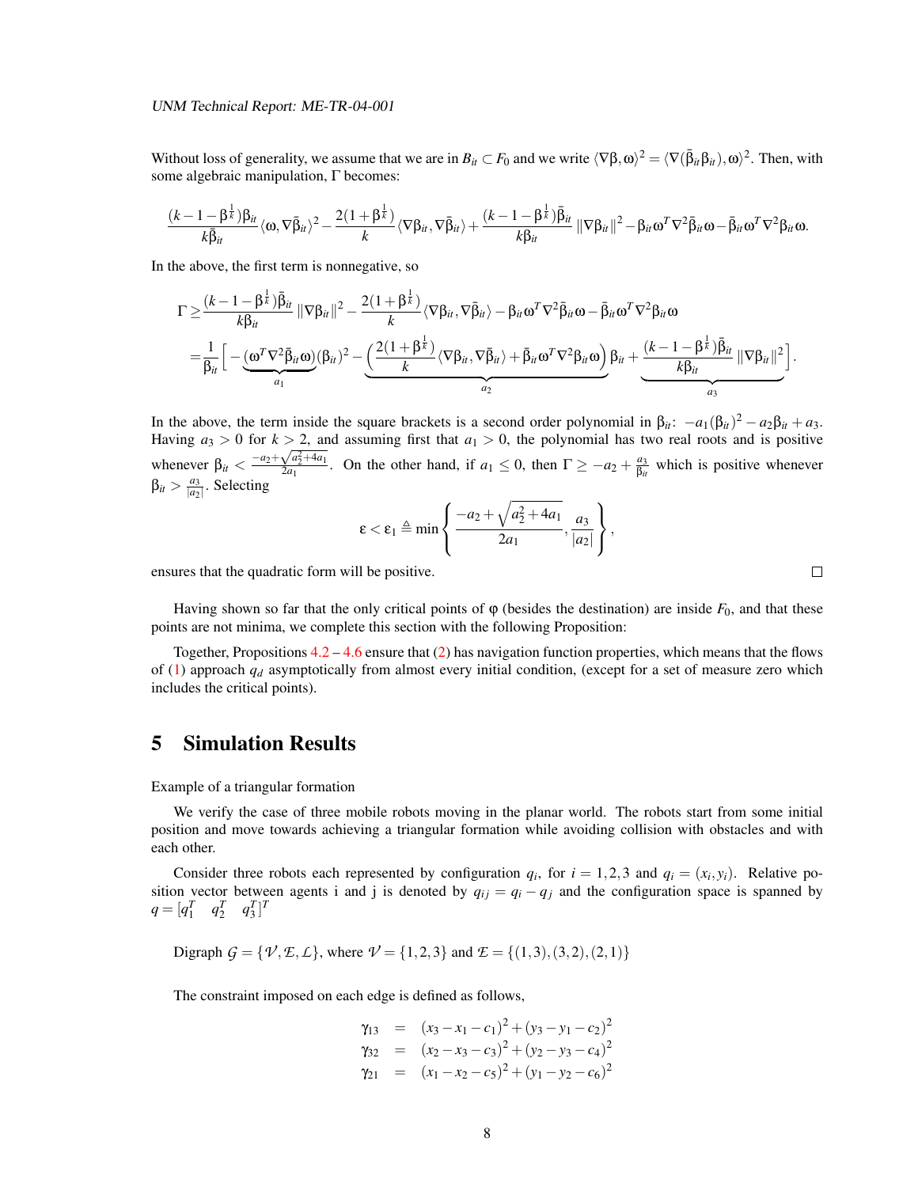Without loss of generality, we assume that we are in $B_{it} \subset F_0$ and we write $\langle \nabla\beta, \omega\rangle^2 = \langle \nabla(\bar{\beta}_{it}\beta_{it}), \omega\rangle^2$. Then, with some algebraic manipulation, $\Gamma$ becomes:

$$\frac{(k-1-\beta^{\frac{1}{k}})\beta_{it}}{k\bar{\beta}_{it}}\langle \omega, \nabla\bar{\beta}_{it}\rangle^2 - \frac{2(1+\beta^{\frac{1}{k}})}{k}\langle \nabla\beta_{it}, \nabla\bar{\beta}_{it}\rangle + \frac{(k-1-\beta^{\frac{1}{k}})\bar{\beta}_{it}}{k\beta_{it}}\|\nabla\beta_{it}\|^2 - \beta_{it}\omega^T\nabla^2\bar{\beta}_{it}\omega - \bar{\beta}_{it}\omega^T\nabla^2\beta_{it}\omega.$$

In the above, the first term is nonnegative, so

$$\begin{aligned}
\Gamma &\geq \frac{(k-1-\beta^{\frac{1}{k}})\bar{\beta}_{it}}{k\beta_{it}}\|\nabla\beta_{it}\|^2 - \frac{2(1+\beta^{\frac{1}{k}})}{k}\langle \nabla\beta_{it}, \nabla\bar{\beta}_{it}\rangle - \beta_{it}\omega^T\nabla^2\bar{\beta}_{it}\omega - \bar{\beta}_{it}\omega^T\nabla^2\beta_{it}\omega \\
&= \frac{1}{\beta_{it}}\Big[-\underbrace{(\omega^T\nabla^2\bar{\beta}_{it}\omega)}_{a_1}(\beta_{it})^2 - \underbrace{\Big(\frac{2(1+\beta^{\frac{1}{k}})}{k}\langle \nabla\beta_{it}, \nabla\bar{\beta}_{it}\rangle + \bar{\beta}_{it}\omega^T\nabla^2\beta_{it}\omega\Big)}_{a_2}\beta_{it} + \underbrace{\frac{(k-1-\beta^{\frac{1}{k}})\bar{\beta}_{it}}{k\beta_{it}}\|\nabla\beta_{it}\|^2}_{a_3}\Big].
\end{aligned}$$

In the above, the term inside the square brackets is a second order polynomial in $\beta_{it}$: $-a_1(\beta_{it})^2 - a_2\beta_{it} + a_3$. Having $a_3 > 0$ for $k > 2$, and assuming first that $a_1 > 0$, the polynomial has two real roots and is positive whenever $\beta_{it} < \frac{-a_2+\sqrt{a_2^2+4a_1}}{2a_1}$. On the other hand, if $a_1 \leq 0$, then $\Gamma \geq -a_2 + \frac{a_3}{\beta_{it}}$ which is positive whenever $\beta_{it} > \frac{a_3}{|a_2|}$. Selecting

$$\varepsilon < \varepsilon_1 \triangleq \min\left\{\frac{-a_2+\sqrt{a_2^2+4a_1}}{2a_1}, \frac{a_3}{|a_2|}\right\},$$

ensures that the quadratic form will be positive. □

Having shown so far that the only critical points of $\varphi$ (besides the destination) are inside $F_0$, and that these points are not minima, we complete this section with the following Proposition:

Together, Propositions 4.2 – 4.6 ensure that (2) has navigation function properties, which means that the flows of (1) approach $q_d$ asymptotically from almost every initial condition, (except for a set of measure zero which includes the critical points).

# 5 Simulation Results

Example of a triangular formation

We verify the case of three mobile robots moving in the planar world. The robots start from some initial position and move towards achieving a triangular formation while avoiding collision with obstacles and with each other.

Consider three robots each represented by configuration $q_i$, for $i = 1,2,3$ and $q_i = (x_i, y_i)$. Relative position vector between agents i and j is denoted by $q_{ij} = q_i - q_j$ and the configuration space is spanned by $q = [q_1^T \quad q_2^T \quad q_3^T]^T$

Digraph $\mathcal{G} = \{\mathcal{V}, \mathcal{E}, \mathcal{L}\}$, where $\mathcal{V} = \{1,2,3\}$ and $\mathcal{E} = \{(1,3),(3,2),(2,1)\}$

The constraint imposed on each edge is defined as follows,

$$\begin{aligned}
\gamma_{13} &= (x_3 - x_1 - c_1)^2 + (y_3 - y_1 - c_2)^2 \\
\gamma_{32} &= (x_2 - x_3 - c_3)^2 + (y_2 - y_3 - c_4)^2 \\
\gamma_{21} &= (x_1 - x_2 - c_5)^2 + (y_1 - y_2 - c_6)^2
\end{aligned}$$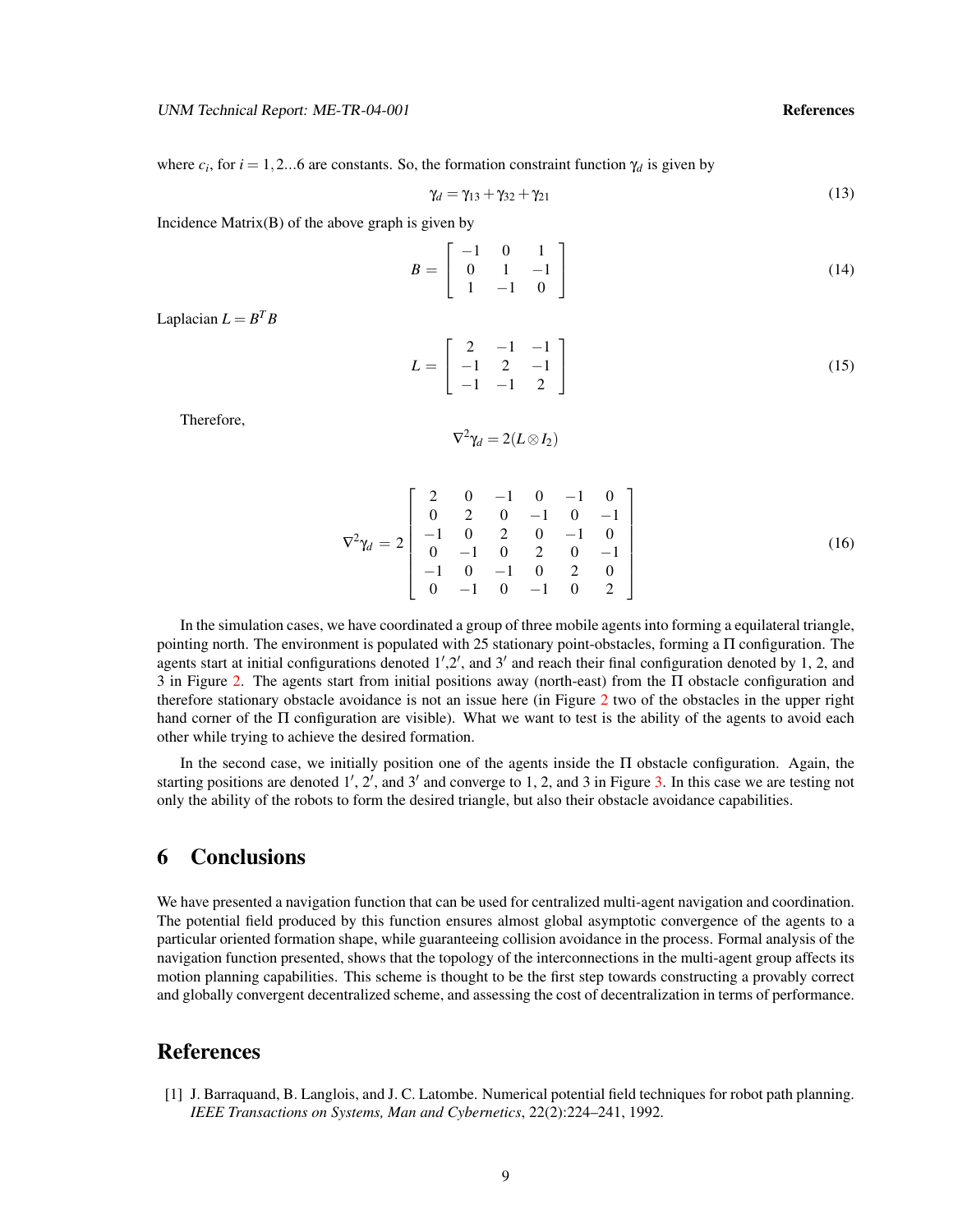where $c_i$, for $i = 1,2...6$ are constants. So, the formation constraint function $\gamma_d$ is given by

$$\gamma_d = \gamma_{13} + \gamma_{32} + \gamma_{21} \tag{13}$$

Incidence Matrix(B) of the above graph is given by

$$B = \begin{bmatrix} -1 & 0 & 1 \\ 0 & 1 & -1 \\ 1 & -1 & 0 \end{bmatrix} \tag{14}$$

Laplacian $L = B^T B$

$$L = \begin{bmatrix} 2 & -1 & -1 \\ -1 & 2 & -1 \\ -1 & -1 & 2 \end{bmatrix} \tag{15}$$

Therefore,

$$\nabla^2 \gamma_d = 2(L \otimes I_2)$$

$$\nabla^2 \gamma_d = 2 \begin{bmatrix} 2 & 0 & -1 & 0 & -1 & 0 \\ 0 & 2 & 0 & -1 & 0 & -1 \\ -1 & 0 & 2 & 0 & -1 & 0 \\ 0 & -1 & 0 & 2 & 0 & -1 \\ -1 & 0 & -1 & 0 & 2 & 0 \\ 0 & -1 & 0 & -1 & 0 & 2 \end{bmatrix} \tag{16}$$

In the simulation cases, we have coordinated a group of three mobile agents into forming a equilateral triangle, pointing north. The environment is populated with 25 stationary point-obstacles, forming a $\Pi$ configuration. The agents start at initial configurations denoted $1'$,$2'$, and $3'$ and reach their final configuration denoted by 1, 2, and 3 in Figure 2. The agents start from initial positions away (north-east) from the $\Pi$ obstacle configuration and therefore stationary obstacle avoidance is not an issue here (in Figure 2 two of the obstacles in the upper right hand corner of the $\Pi$ configuration are visible). What we want to test is the ability of the agents to avoid each other while trying to achieve the desired formation.

In the second case, we initially position one of the agents inside the $\Pi$ obstacle configuration. Again, the starting positions are denoted $1'$, $2'$, and $3'$ and converge to 1, 2, and 3 in Figure 3. In this case we are testing not only the ability of the robots to form the desired triangle, but also their obstacle avoidance capabilities.

# 6 Conclusions

We have presented a navigation function that can be used for centralized multi-agent navigation and coordination. The potential field produced by this function ensures almost global asymptotic convergence of the agents to a particular oriented formation shape, while guaranteeing collision avoidance in the process. Formal analysis of the navigation function presented, shows that the topology of the interconnections in the multi-agent group affects its motion planning capabilities. This scheme is thought to be the first step towards constructing a provably correct and globally convergent decentralized scheme, and assessing the cost of decentralization in terms of performance.

# References

[1] J. Barraquand, B. Langlois, and J. C. Latombe. Numerical potential field techniques for robot path planning. *IEEE Transactions on Systems, Man and Cybernetics*, 22(2):224–241, 1992.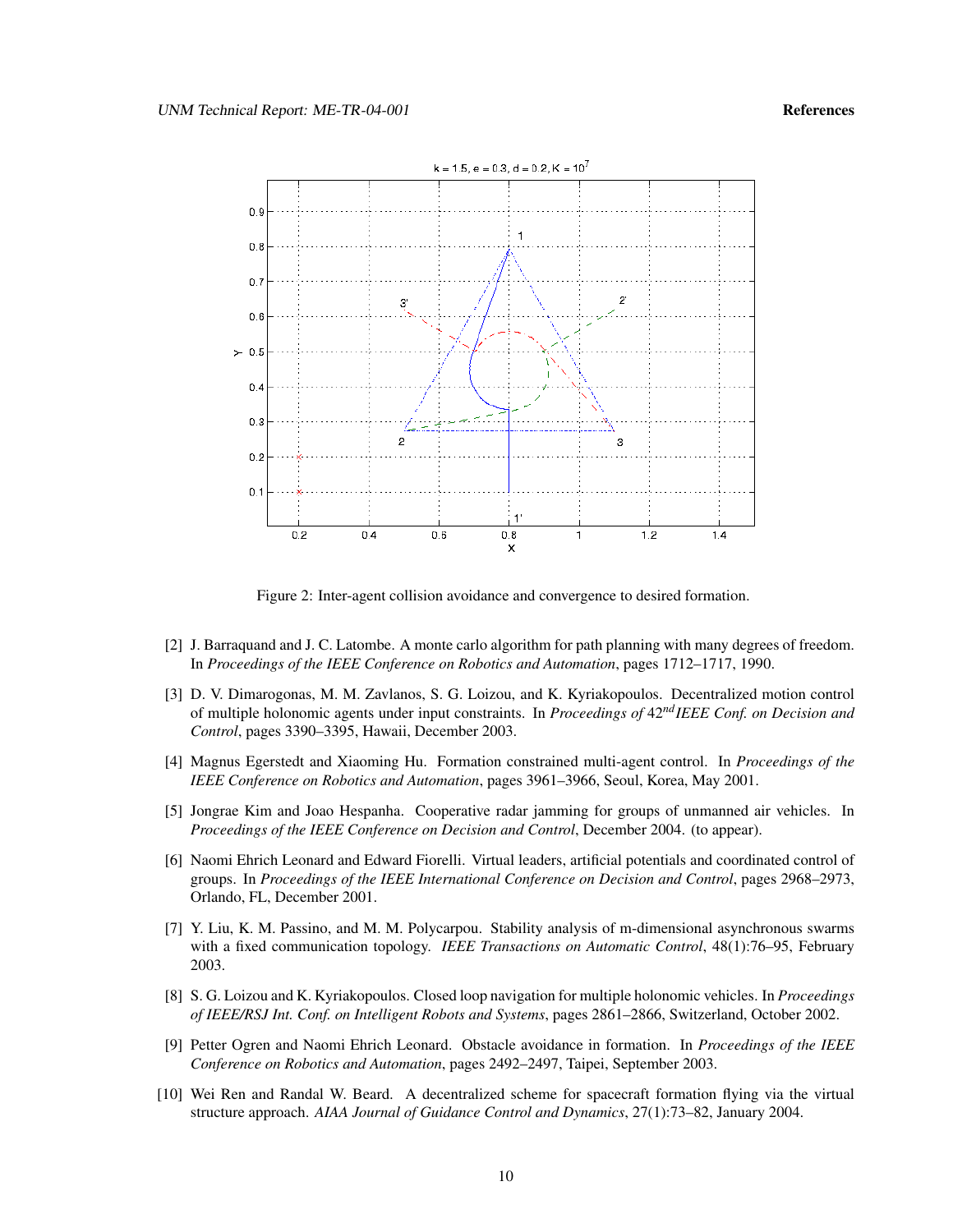Figure 2: Inter-agent collision avoidance and convergence to desired formation.

[2] J. Barraquand and J. C. Latombe. A monte carlo algorithm for path planning with many degrees of freedom. In *Proceedings of the IEEE Conference on Robotics and Automation*, pages 1712–1717, 1990.

[3] D. V. Dimarogonas, M. M. Zavlanos, S. G. Loizou, and K. Kyriakopoulos. Decentralized motion control of multiple holonomic agents under input constraints. In *Proceedings of 42nd IEEE Conf. on Decision and Control*, pages 3390–3395, Hawaii, December 2003.

[4] Magnus Egerstedt and Xiaoming Hu. Formation constrained multi-agent control. In *Proceedings of the IEEE Conference on Robotics and Automation*, pages 3961–3966, Seoul, Korea, May 2001.

[5] Jongrae Kim and Joao Hespanha. Cooperative radar jamming for groups of unmanned air vehicles. In *Proceedings of the IEEE Conference on Decision and Control*, December 2004. (to appear).

[6] Naomi Ehrich Leonard and Edward Fiorelli. Virtual leaders, artificial potentials and coordinated control of groups. In *Proceedings of the IEEE International Conference on Decision and Control*, pages 2968–2973, Orlando, FL, December 2001.

[7] Y. Liu, K. M. Passino, and M. M. Polycarpou. Stability analysis of m-dimensional asynchronous swarms with a fixed communication topology. *IEEE Transactions on Automatic Control*, 48(1):76–95, February 2003.

[8] S. G. Loizou and K. Kyriakopoulos. Closed loop navigation for multiple holonomic vehicles. In *Proceedings of IEEE/RSJ Int. Conf. on Intelligent Robots and Systems*, pages 2861–2866, Switzerland, October 2002.

[9] Petter Ogren and Naomi Ehrich Leonard. Obstacle avoidance in formation. In *Proceedings of the IEEE Conference on Robotics and Automation*, pages 2492–2497, Taipei, September 2003.

[10] Wei Ren and Randal W. Beard. A decentralized scheme for spacecraft formation flying via the virtual structure approach. *AIAA Journal of Guidance Control and Dynamics*, 27(1):73–82, January 2004.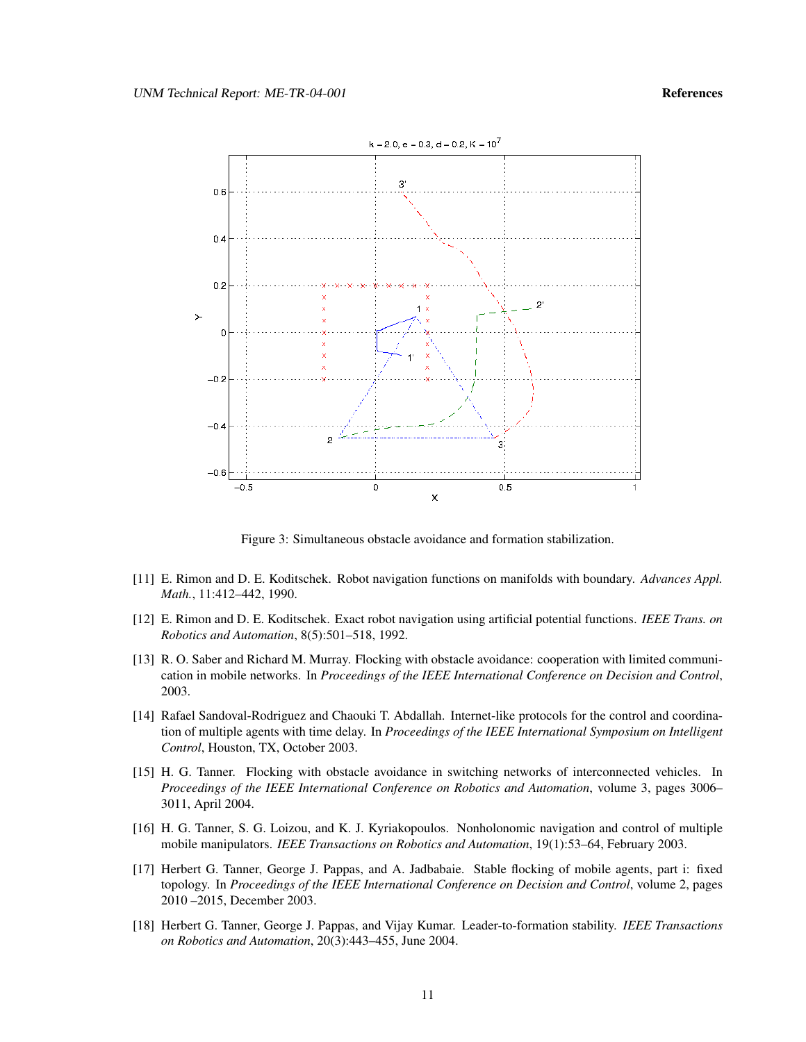$k = 2.0$, $e = 0.3$, $d = 0.2$, $K = 10^7$

0.6
0.4
0.2
0
−0.2
−0.4
−0.6

−0.5
0
0.5
1

X
Y

1
1'
2
2'
3
3'

Figure 3: Simultaneous obstacle avoidance and formation stabilization.

[11] E. Rimon and D. E. Koditschek. Robot navigation functions on manifolds with boundary. *Advances Appl. Math.*, 11:412–442, 1990.

[12] E. Rimon and D. E. Koditschek. Exact robot navigation using artificial potential functions. *IEEE Trans. on Robotics and Automation*, 8(5):501–518, 1992.

[13] R. O. Saber and Richard M. Murray. Flocking with obstacle avoidance: cooperation with limited communication in mobile networks. In *Proceedings of the IEEE International Conference on Decision and Control*, 2003.

[14] Rafael Sandoval-Rodriguez and Chaouki T. Abdallah. Internet-like protocols for the control and coordination of multiple agents with time delay. In *Proceedings of the IEEE International Symposium on Intelligent Control*, Houston, TX, October 2003.

[15] H. G. Tanner. Flocking with obstacle avoidance in switching networks of interconnected vehicles. In *Proceedings of the IEEE International Conference on Robotics and Automation*, volume 3, pages 3006–3011, April 2004.

[16] H. G. Tanner, S. G. Loizou, and K. J. Kyriakopoulos. Nonholonomic navigation and control of multiple mobile manipulators. *IEEE Transactions on Robotics and Automation*, 19(1):53–64, February 2003.

[17] Herbert G. Tanner, George J. Pappas, and A. Jadbabaie. Stable flocking of mobile agents, part i: fixed topology. In *Proceedings of the IEEE International Conference on Decision and Control*, volume 2, pages 2010 –2015, December 2003.

[18] Herbert G. Tanner, George J. Pappas, and Vijay Kumar. Leader-to-formation stability. *IEEE Transactions on Robotics and Automation*, 20(3):443–455, June 2004.